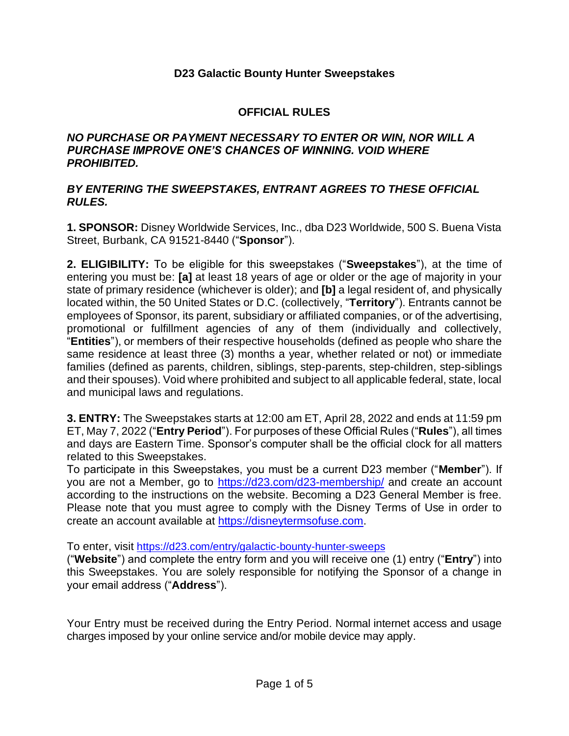# D23 Galactic Bounty Hunter Sweepstakes

## OFFICIAL RULES

***NO PURCHASE OR PAYMENT NECESSARY TO ENTER OR WIN, NOR WILL A PURCHASE IMPROVE ONE'S CHANCES OF WINNING. VOID WHERE PROHIBITED.***

***BY ENTERING THE SWEEPSTAKES, ENTRANT AGREES TO THESE OFFICIAL RULES.***

**1. SPONSOR:** Disney Worldwide Services, Inc., dba D23 Worldwide, 500 S. Buena Vista Street, Burbank, CA 91521-8440 ("**Sponsor**").

**2. ELIGIBILITY:** To be eligible for this sweepstakes ("**Sweepstakes**"), at the time of entering you must be: **[a]** at least 18 years of age or older or the age of majority in your state of primary residence (whichever is older); and **[b]** a legal resident of, and physically located within, the 50 United States or D.C. (collectively, "**Territory**"). Entrants cannot be employees of Sponsor, its parent, subsidiary or affiliated companies, or of the advertising, promotional or fulfillment agencies of any of them (individually and collectively, "**Entities**"), or members of their respective households (defined as people who share the same residence at least three (3) months a year, whether related or not) or immediate families (defined as parents, children, siblings, step-parents, step-children, step-siblings and their spouses). Void where prohibited and subject to all applicable federal, state, local and municipal laws and regulations.

**3. ENTRY:** The Sweepstakes starts at 12:00 am ET, April 28, 2022 and ends at 11:59 pm ET, May 7, 2022 ("**Entry Period**"). For purposes of these Official Rules ("**Rules**"), all times and days are Eastern Time. Sponsor's computer shall be the official clock for all matters related to this Sweepstakes.

To participate in this Sweepstakes, you must be a current D23 member ("**Member**"). If you are not a Member, go to https://d23.com/d23-membership/ and create an account according to the instructions on the website. Becoming a D23 General Member is free. Please note that you must agree to comply with the Disney Terms of Use in order to create an account available at https://disneytermsofuse.com.

To enter, visit https://d23.com/entry/galactic-bounty-hunter-sweeps ("**Website**") and complete the entry form and you will receive one (1) entry ("**Entry**") into this Sweepstakes. You are solely responsible for notifying the Sponsor of a change in your email address ("**Address**").

Your Entry must be received during the Entry Period. Normal internet access and usage charges imposed by your online service and/or mobile device may apply.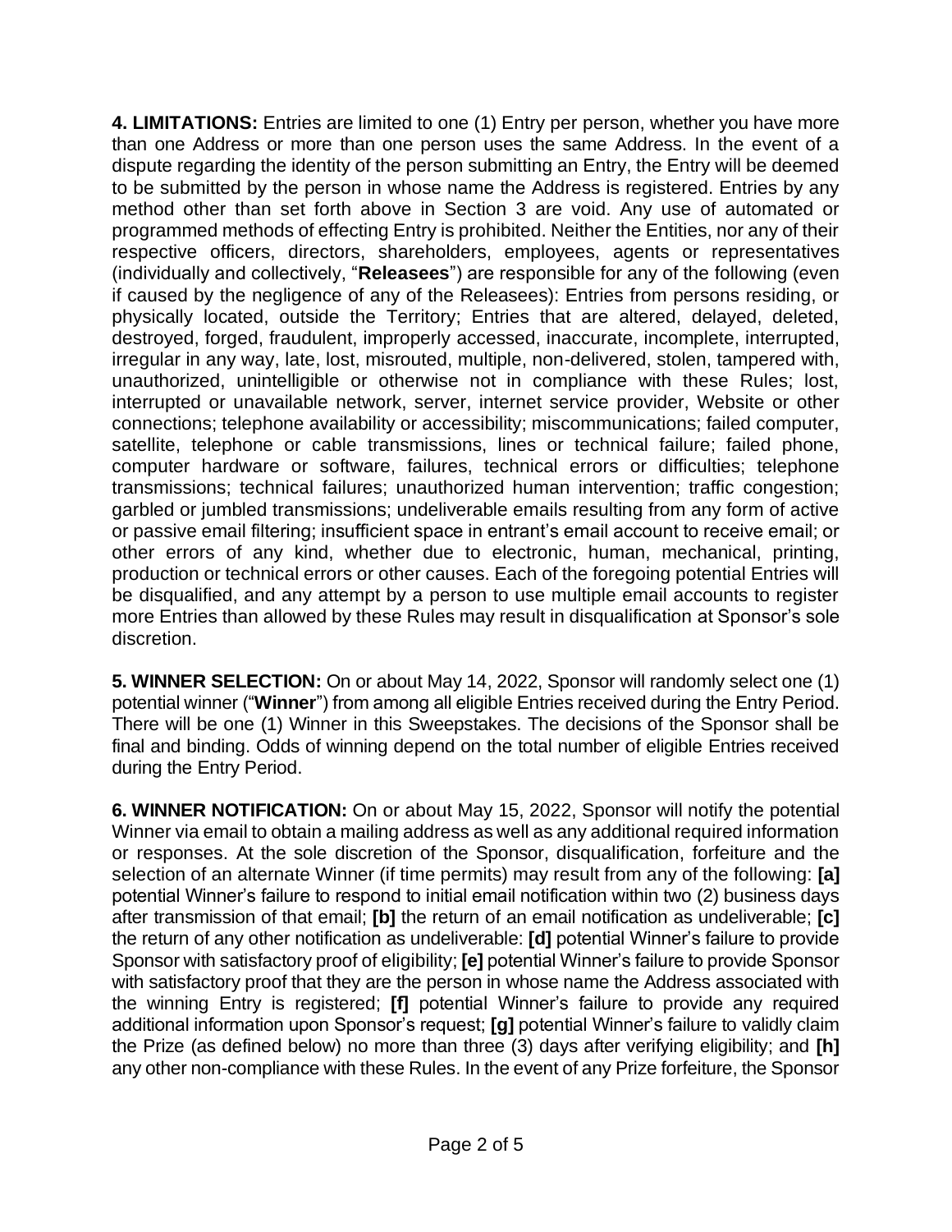**4. LIMITATIONS:** Entries are limited to one (1) Entry per person, whether you have more than one Address or more than one person uses the same Address. In the event of a dispute regarding the identity of the person submitting an Entry, the Entry will be deemed to be submitted by the person in whose name the Address is registered. Entries by any method other than set forth above in Section 3 are void. Any use of automated or programmed methods of effecting Entry is prohibited. Neither the Entities, nor any of their respective officers, directors, shareholders, employees, agents or representatives (individually and collectively, "**Releasees**") are responsible for any of the following (even if caused by the negligence of any of the Releasees): Entries from persons residing, or physically located, outside the Territory; Entries that are altered, delayed, deleted, destroyed, forged, fraudulent, improperly accessed, inaccurate, incomplete, interrupted, irregular in any way, late, lost, misrouted, multiple, non-delivered, stolen, tampered with, unauthorized, unintelligible or otherwise not in compliance with these Rules; lost, interrupted or unavailable network, server, internet service provider, Website or other connections; telephone availability or accessibility; miscommunications; failed computer, satellite, telephone or cable transmissions, lines or technical failure; failed phone, computer hardware or software, failures, technical errors or difficulties; telephone transmissions; technical failures; unauthorized human intervention; traffic congestion; garbled or jumbled transmissions; undeliverable emails resulting from any form of active or passive email filtering; insufficient space in entrant's email account to receive email; or other errors of any kind, whether due to electronic, human, mechanical, printing, production or technical errors or other causes. Each of the foregoing potential Entries will be disqualified, and any attempt by a person to use multiple email accounts to register more Entries than allowed by these Rules may result in disqualification at Sponsor's sole discretion.

**5. WINNER SELECTION:** On or about May 14, 2022, Sponsor will randomly select one (1) potential winner ("**Winner**") from among all eligible Entries received during the Entry Period. There will be one (1) Winner in this Sweepstakes. The decisions of the Sponsor shall be final and binding. Odds of winning depend on the total number of eligible Entries received during the Entry Period.

**6. WINNER NOTIFICATION:** On or about May 15, 2022, Sponsor will notify the potential Winner via email to obtain a mailing address as well as any additional required information or responses. At the sole discretion of the Sponsor, disqualification, forfeiture and the selection of an alternate Winner (if time permits) may result from any of the following: **[a]** potential Winner's failure to respond to initial email notification within two (2) business days after transmission of that email; **[b]** the return of an email notification as undeliverable; **[c]** the return of any other notification as undeliverable: **[d]** potential Winner's failure to provide Sponsor with satisfactory proof of eligibility; **[e]** potential Winner's failure to provide Sponsor with satisfactory proof that they are the person in whose name the Address associated with the winning Entry is registered; **[f]** potential Winner's failure to provide any required additional information upon Sponsor's request; **[g]** potential Winner's failure to validly claim the Prize (as defined below) no more than three (3) days after verifying eligibility; and **[h]** any other non-compliance with these Rules. In the event of any Prize forfeiture, the Sponsor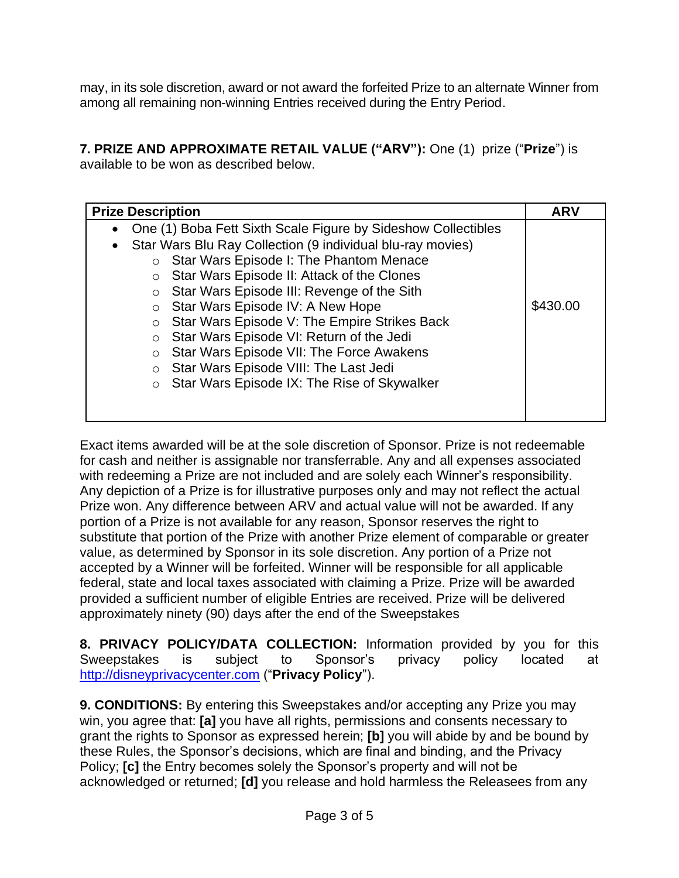may, in its sole discretion, award or not award the forfeited Prize to an alternate Winner from among all remaining non-winning Entries received during the Entry Period.

**7. PRIZE AND APPROXIMATE RETAIL VALUE ("ARV"):** One (1) prize ("**Prize**") is available to be won as described below.

| Prize Description | ARV |
|---|---|
| • One (1) Boba Fett Sixth Scale Figure by Sideshow Collectibles<br>• Star Wars Blu Ray Collection (9 individual blu-ray movies)<br>&nbsp;&nbsp;&nbsp;&nbsp;○ Star Wars Episode I: The Phantom Menace<br>&nbsp;&nbsp;&nbsp;&nbsp;○ Star Wars Episode II: Attack of the Clones<br>&nbsp;&nbsp;&nbsp;&nbsp;○ Star Wars Episode III: Revenge of the Sith<br>&nbsp;&nbsp;&nbsp;&nbsp;○ Star Wars Episode IV: A New Hope<br>&nbsp;&nbsp;&nbsp;&nbsp;○ Star Wars Episode V: The Empire Strikes Back<br>&nbsp;&nbsp;&nbsp;&nbsp;○ Star Wars Episode VI: Return of the Jedi<br>&nbsp;&nbsp;&nbsp;&nbsp;○ Star Wars Episode VII: The Force Awakens<br>&nbsp;&nbsp;&nbsp;&nbsp;○ Star Wars Episode VIII: The Last Jedi<br>&nbsp;&nbsp;&nbsp;&nbsp;○ Star Wars Episode IX: The Rise of Skywalker | $430.00 |

Exact items awarded will be at the sole discretion of Sponsor. Prize is not redeemable for cash and neither is assignable nor transferrable. Any and all expenses associated with redeeming a Prize are not included and are solely each Winner's responsibility. Any depiction of a Prize is for illustrative purposes only and may not reflect the actual Prize won. Any difference between ARV and actual value will not be awarded. If any portion of a Prize is not available for any reason, Sponsor reserves the right to substitute that portion of the Prize with another Prize element of comparable or greater value, as determined by Sponsor in its sole discretion. Any portion of a Prize not accepted by a Winner will be forfeited. Winner will be responsible for all applicable federal, state and local taxes associated with claiming a Prize. Prize will be awarded provided a sufficient number of eligible Entries are received. Prize will be delivered approximately ninety (90) days after the end of the Sweepstakes

**8. PRIVACY POLICY/DATA COLLECTION:** Information provided by you for this Sweepstakes is subject to Sponsor's privacy policy located at http://disneyprivacycenter.com ("**Privacy Policy**").

**9. CONDITIONS:** By entering this Sweepstakes and/or accepting any Prize you may win, you agree that: **[a]** you have all rights, permissions and consents necessary to grant the rights to Sponsor as expressed herein; **[b]** you will abide by and be bound by these Rules, the Sponsor's decisions, which are final and binding, and the Privacy Policy; **[c]** the Entry becomes solely the Sponsor's property and will not be acknowledged or returned; **[d]** you release and hold harmless the Releasees from any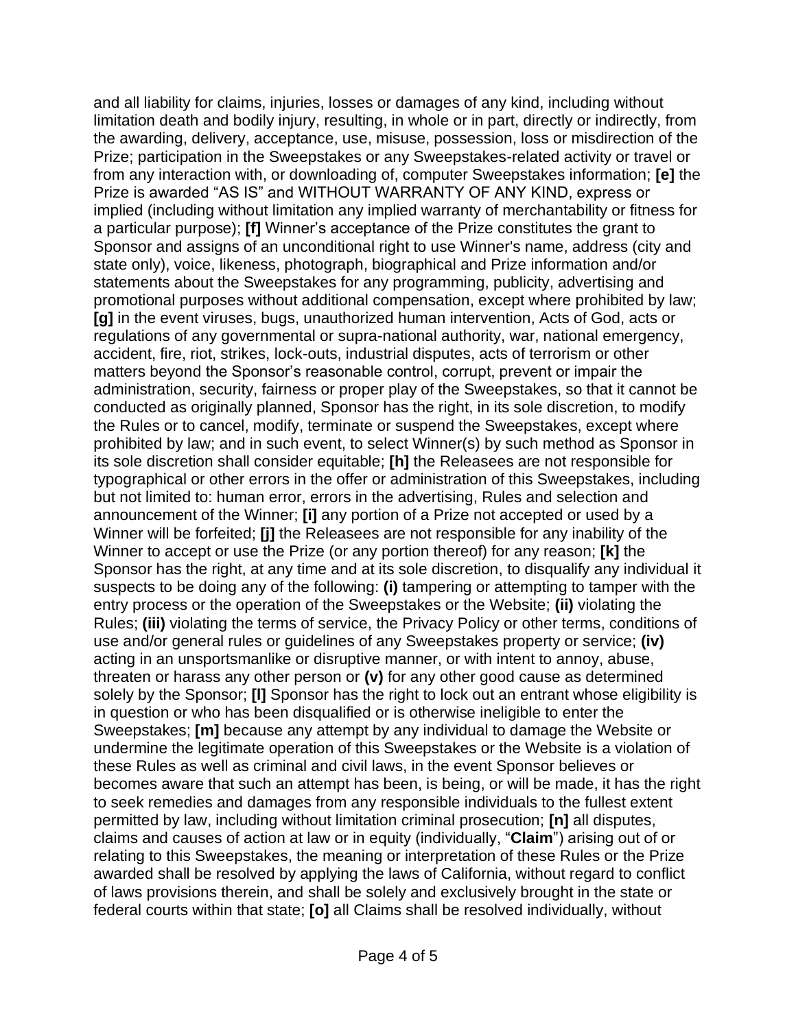and all liability for claims, injuries, losses or damages of any kind, including without limitation death and bodily injury, resulting, in whole or in part, directly or indirectly, from the awarding, delivery, acceptance, use, misuse, possession, loss or misdirection of the Prize; participation in the Sweepstakes or any Sweepstakes-related activity or travel or from any interaction with, or downloading of, computer Sweepstakes information; **[e]** the Prize is awarded "AS IS" and WITHOUT WARRANTY OF ANY KIND, express or implied (including without limitation any implied warranty of merchantability or fitness for a particular purpose); **[f]** Winner's acceptance of the Prize constitutes the grant to Sponsor and assigns of an unconditional right to use Winner's name, address (city and state only), voice, likeness, photograph, biographical and Prize information and/or statements about the Sweepstakes for any programming, publicity, advertising and promotional purposes without additional compensation, except where prohibited by law; **[g]** in the event viruses, bugs, unauthorized human intervention, Acts of God, acts or regulations of any governmental or supra-national authority, war, national emergency, accident, fire, riot, strikes, lock-outs, industrial disputes, acts of terrorism or other matters beyond the Sponsor's reasonable control, corrupt, prevent or impair the administration, security, fairness or proper play of the Sweepstakes, so that it cannot be conducted as originally planned, Sponsor has the right, in its sole discretion, to modify the Rules or to cancel, modify, terminate or suspend the Sweepstakes, except where prohibited by law; and in such event, to select Winner(s) by such method as Sponsor in its sole discretion shall consider equitable; **[h]** the Releasees are not responsible for typographical or other errors in the offer or administration of this Sweepstakes, including but not limited to: human error, errors in the advertising, Rules and selection and announcement of the Winner; **[i]** any portion of a Prize not accepted or used by a Winner will be forfeited; **[j]** the Releasees are not responsible for any inability of the Winner to accept or use the Prize (or any portion thereof) for any reason; **[k]** the Sponsor has the right, at any time and at its sole discretion, to disqualify any individual it suspects to be doing any of the following: **(i)** tampering or attempting to tamper with the entry process or the operation of the Sweepstakes or the Website; **(ii)** violating the Rules; **(iii)** violating the terms of service, the Privacy Policy or other terms, conditions of use and/or general rules or guidelines of any Sweepstakes property or service; **(iv)** acting in an unsportsmanlike or disruptive manner, or with intent to annoy, abuse, threaten or harass any other person or **(v)** for any other good cause as determined solely by the Sponsor; **[l]** Sponsor has the right to lock out an entrant whose eligibility is in question or who has been disqualified or is otherwise ineligible to enter the Sweepstakes; **[m]** because any attempt by any individual to damage the Website or undermine the legitimate operation of this Sweepstakes or the Website is a violation of these Rules as well as criminal and civil laws, in the event Sponsor believes or becomes aware that such an attempt has been, is being, or will be made, it has the right to seek remedies and damages from any responsible individuals to the fullest extent permitted by law, including without limitation criminal prosecution; **[n]** all disputes, claims and causes of action at law or in equity (individually, "**Claim**") arising out of or relating to this Sweepstakes, the meaning or interpretation of these Rules or the Prize awarded shall be resolved by applying the laws of California, without regard to conflict of laws provisions therein, and shall be solely and exclusively brought in the state or federal courts within that state; **[o]** all Claims shall be resolved individually, without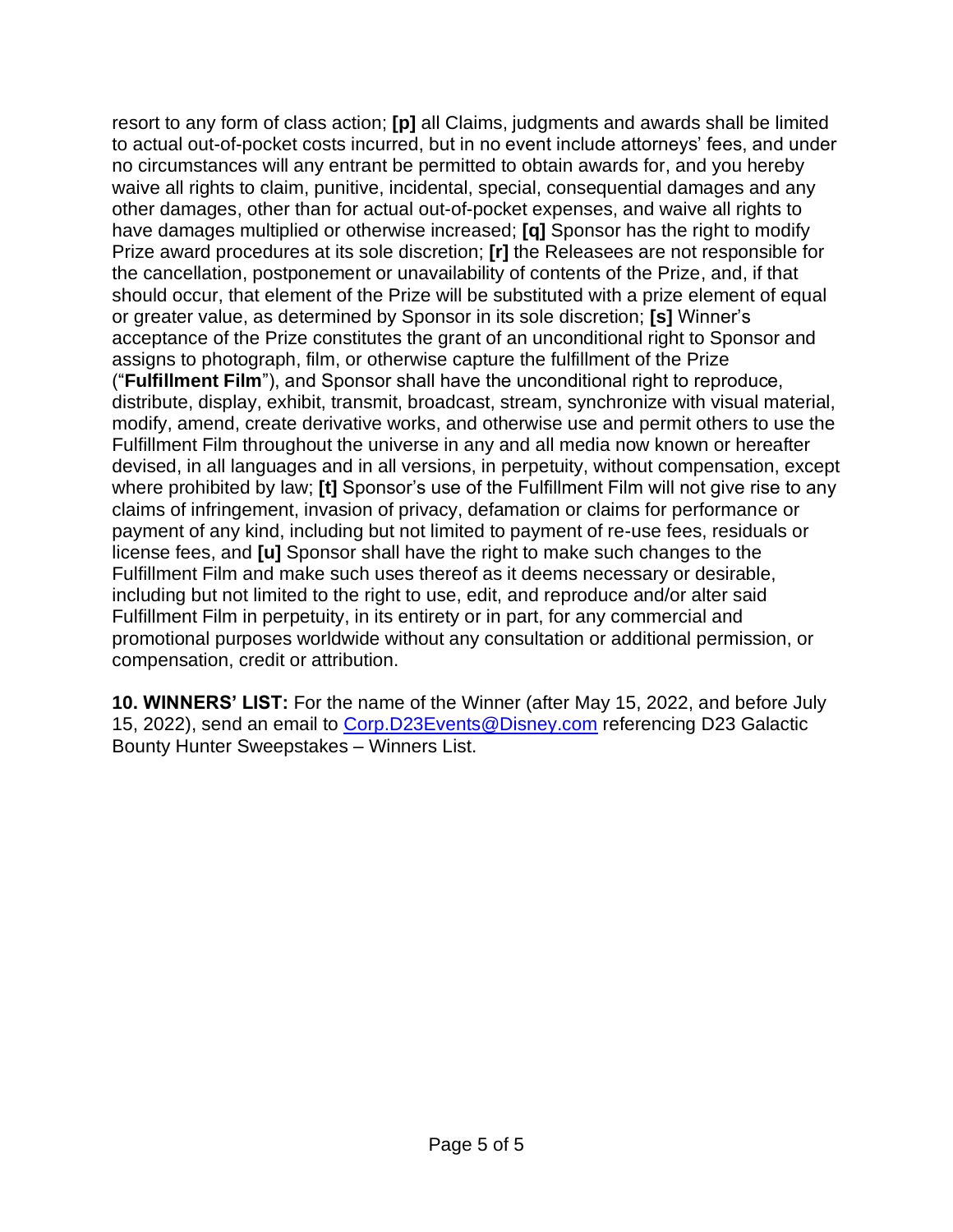resort to any form of class action; **[p]** all Claims, judgments and awards shall be limited to actual out-of-pocket costs incurred, but in no event include attorneys' fees, and under no circumstances will any entrant be permitted to obtain awards for, and you hereby waive all rights to claim, punitive, incidental, special, consequential damages and any other damages, other than for actual out-of-pocket expenses, and waive all rights to have damages multiplied or otherwise increased; **[q]** Sponsor has the right to modify Prize award procedures at its sole discretion; **[r]** the Releasees are not responsible for the cancellation, postponement or unavailability of contents of the Prize, and, if that should occur, that element of the Prize will be substituted with a prize element of equal or greater value, as determined by Sponsor in its sole discretion; **[s]** Winner's acceptance of the Prize constitutes the grant of an unconditional right to Sponsor and assigns to photograph, film, or otherwise capture the fulfillment of the Prize ("**Fulfillment Film**"), and Sponsor shall have the unconditional right to reproduce, distribute, display, exhibit, transmit, broadcast, stream, synchronize with visual material, modify, amend, create derivative works, and otherwise use and permit others to use the Fulfillment Film throughout the universe in any and all media now known or hereafter devised, in all languages and in all versions, in perpetuity, without compensation, except where prohibited by law; **[t]** Sponsor's use of the Fulfillment Film will not give rise to any claims of infringement, invasion of privacy, defamation or claims for performance or payment of any kind, including but not limited to payment of re-use fees, residuals or license fees, and **[u]** Sponsor shall have the right to make such changes to the Fulfillment Film and make such uses thereof as it deems necessary or desirable, including but not limited to the right to use, edit, and reproduce and/or alter said Fulfillment Film in perpetuity, in its entirety or in part, for any commercial and promotional purposes worldwide without any consultation or additional permission, or compensation, credit or attribution.

**10. WINNERS' LIST:** For the name of the Winner (after May 15, 2022, and before July 15, 2022), send an email to Corp.D23Events@Disney.com referencing D23 Galactic Bounty Hunter Sweepstakes – Winners List.